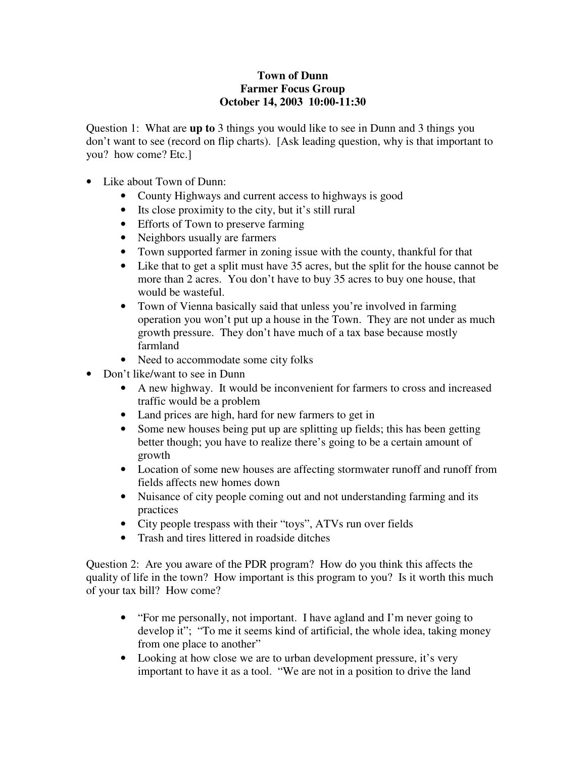**Town of Dunn**
**Farmer Focus Group**
**October 14, 2003 10:00-11:30**

Question 1: What are **up to** 3 things you would like to see in Dunn and 3 things you don't want to see (record on flip charts). [Ask leading question, why is that important to you? how come? Etc.]

- Like about Town of Dunn:
    - County Highways and current access to highways is good
    - Its close proximity to the city, but it's still rural
    - Efforts of Town to preserve farming
    - Neighbors usually are farmers
    - Town supported farmer in zoning issue with the county, thankful for that
    - Like that to get a split must have 35 acres, but the split for the house cannot be more than 2 acres. You don't have to buy 35 acres to buy one house, that would be wasteful.
    - Town of Vienna basically said that unless you're involved in farming operation you won't put up a house in the Town. They are not under as much growth pressure. They don't have much of a tax base because mostly farmland
    - Need to accommodate some city folks
- Don't like/want to see in Dunn
    - A new highway. It would be inconvenient for farmers to cross and increased traffic would be a problem
    - Land prices are high, hard for new farmers to get in
    - Some new houses being put up are splitting up fields; this has been getting better though; you have to realize there's going to be a certain amount of growth
    - Location of some new houses are affecting stormwater runoff and runoff from fields affects new homes down
    - Nuisance of city people coming out and not understanding farming and its practices
    - City people trespass with their "toys", ATVs run over fields
    - Trash and tires littered in roadside ditches

Question 2: Are you aware of the PDR program? How do you think this affects the quality of life in the town? How important is this program to you? Is it worth this much of your tax bill? How come?

- "For me personally, not important. I have agland and I'm never going to develop it"; "To me it seems kind of artificial, the whole idea, taking money from one place to another"
- Looking at how close we are to urban development pressure, it's very important to have it as a tool. "We are not in a position to drive the land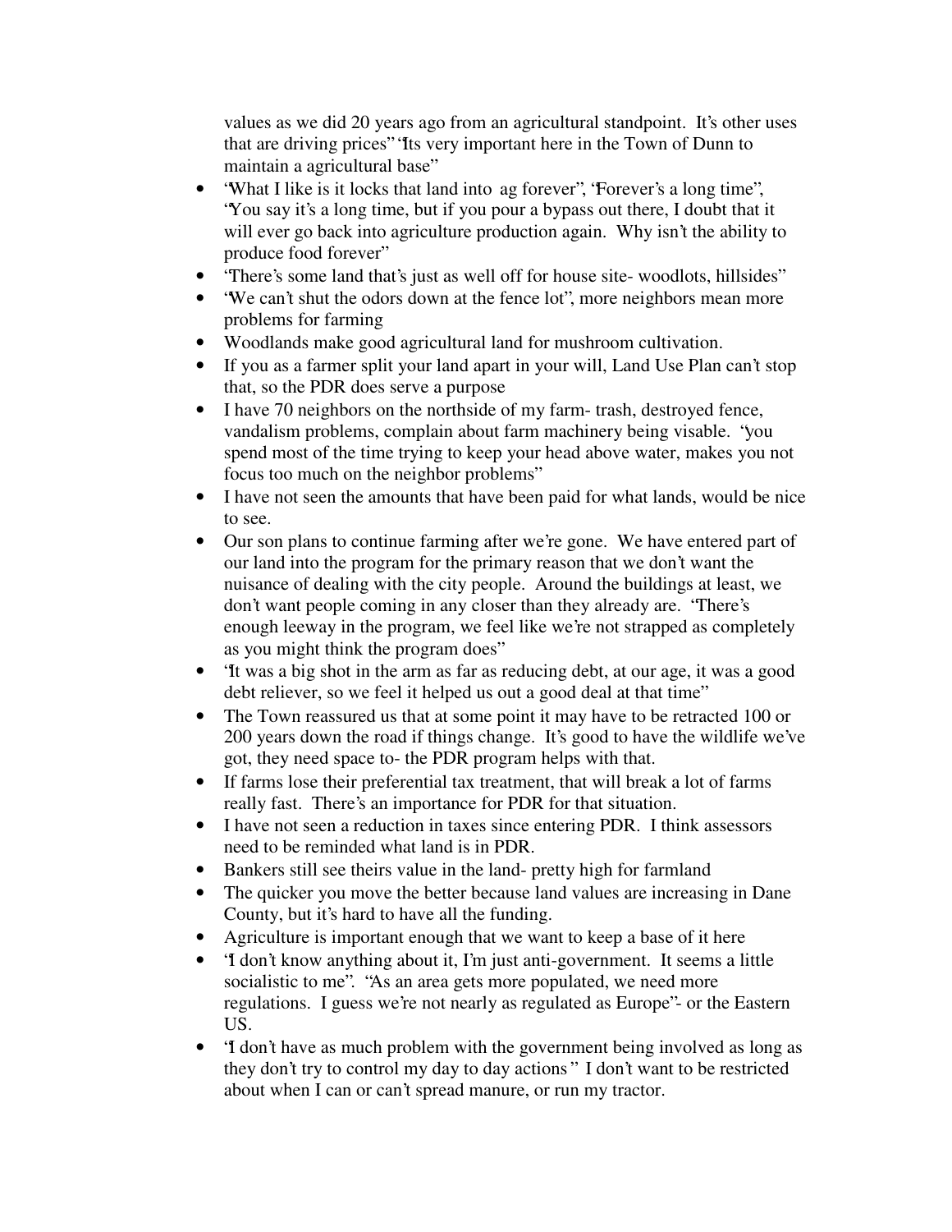values as we did 20 years ago from an agricultural standpoint. It's other uses that are driving prices" "Its very important here in the Town of Dunn to maintain a agricultural base"

- "What I like is it locks that land into ag forever", "Forever's a long time", "You say it's a long time, but if you pour a bypass out there, I doubt that it will ever go back into agriculture production again. Why isn't the ability to produce food forever"
- "There's some land that's just as well off for house site- woodlots, hillsides"
- "We can't shut the odors down at the fence lot", more neighbors mean more problems for farming
- Woodlands make good agricultural land for mushroom cultivation.
- If you as a farmer split your land apart in your will, Land Use Plan can't stop that, so the PDR does serve a purpose
- I have 70 neighbors on the northside of my farm- trash, destroyed fence, vandalism problems, complain about farm machinery being visable. "you spend most of the time trying to keep your head above water, makes you not focus too much on the neighbor problems"
- I have not seen the amounts that have been paid for what lands, would be nice to see.
- Our son plans to continue farming after we're gone. We have entered part of our land into the program for the primary reason that we don't want the nuisance of dealing with the city people. Around the buildings at least, we don't want people coming in any closer than they already are. "There's enough leeway in the program, we feel like we're not strapped as completely as you might think the program does"
- "It was a big shot in the arm as far as reducing debt, at our age, it was a good debt reliever, so we feel it helped us out a good deal at that time"
- The Town reassured us that at some point it may have to be retracted 100 or 200 years down the road if things change. It's good to have the wildlife we've got, they need space to- the PDR program helps with that.
- If farms lose their preferential tax treatment, that will break a lot of farms really fast. There's an importance for PDR for that situation.
- I have not seen a reduction in taxes since entering PDR. I think assessors need to be reminded what land is in PDR.
- Bankers still see theirs value in the land- pretty high for farmland
- The quicker you move the better because land values are increasing in Dane County, but it's hard to have all the funding.
- Agriculture is important enough that we want to keep a base of it here
- "I don't know anything about it, I'm just anti-government. It seems a little socialistic to me". "As an area gets more populated, we need more regulations. I guess we're not nearly as regulated as Europe"- or the Eastern US.
- "I don't have as much problem with the government being involved as long as they don't try to control my day to day actions" I don't want to be restricted about when I can or can't spread manure, or run my tractor.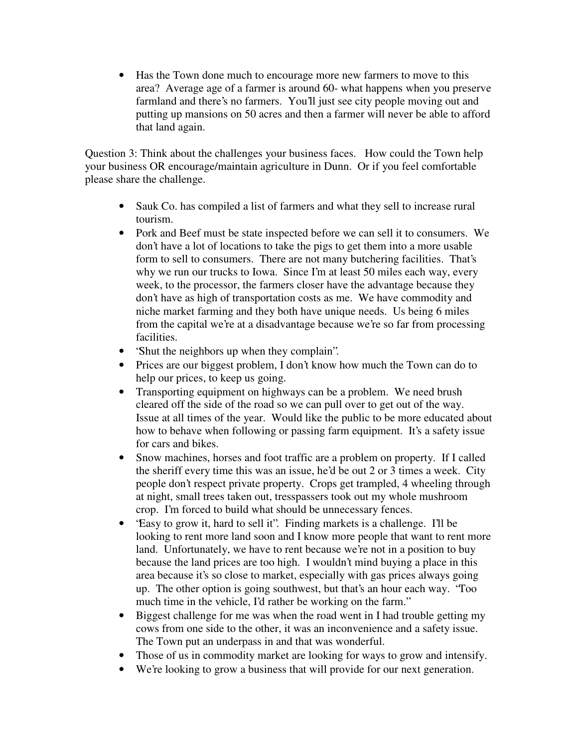- Has the Town done much to encourage more new farmers to move to this area? Average age of a farmer is around 60- what happens when you preserve farmland and there's no farmers. You'll just see city people moving out and putting up mansions on 50 acres and then a farmer will never be able to afford that land again.

Question 3: Think about the challenges your business faces. How could the Town help your business OR encourage/maintain agriculture in Dunn. Or if you feel comfortable please share the challenge.

- Sauk Co. has compiled a list of farmers and what they sell to increase rural tourism.
- Pork and Beef must be state inspected before we can sell it to consumers. We don't have a lot of locations to take the pigs to get them into a more usable form to sell to consumers. There are not many butchering facilities. That's why we run our trucks to Iowa. Since I'm at least 50 miles each way, every week, to the processor, the farmers closer have the advantage because they don't have as high of transportation costs as me. We have commodity and niche market farming and they both have unique needs. Us being 6 miles from the capital we're at a disadvantage because we're so far from processing facilities.
- 'Shut the neighbors up when they complain".
- Prices are our biggest problem, I don't know how much the Town can do to help our prices, to keep us going.
- Transporting equipment on highways can be a problem. We need brush cleared off the side of the road so we can pull over to get out of the way. Issue at all times of the year. Would like the public to be more educated about how to behave when following or passing farm equipment. It's a safety issue for cars and bikes.
- Snow machines, horses and foot traffic are a problem on property. If I called the sheriff every time this was an issue, he'd be out 2 or 3 times a week. City people don't respect private property. Crops get trampled, 4 wheeling through at night, small trees taken out, tresspassers took out my whole mushroom crop. I'm forced to build what should be unnecessary fences.
- 'Easy to grow it, hard to sell it". Finding markets is a challenge. I'll be looking to rent more land soon and I know more people that want to rent more land. Unfortunately, we have to rent because we're not in a position to buy because the land prices are too high. I wouldn't mind buying a place in this area because it's so close to market, especially with gas prices always going up. The other option is going southwest, but that's an hour each way. "Too much time in the vehicle, I'd rather be working on the farm."
- Biggest challenge for me was when the road went in I had trouble getting my cows from one side to the other, it was an inconvenience and a safety issue. The Town put an underpass in and that was wonderful.
- Those of us in commodity market are looking for ways to grow and intensify.
- We're looking to grow a business that will provide for our next generation.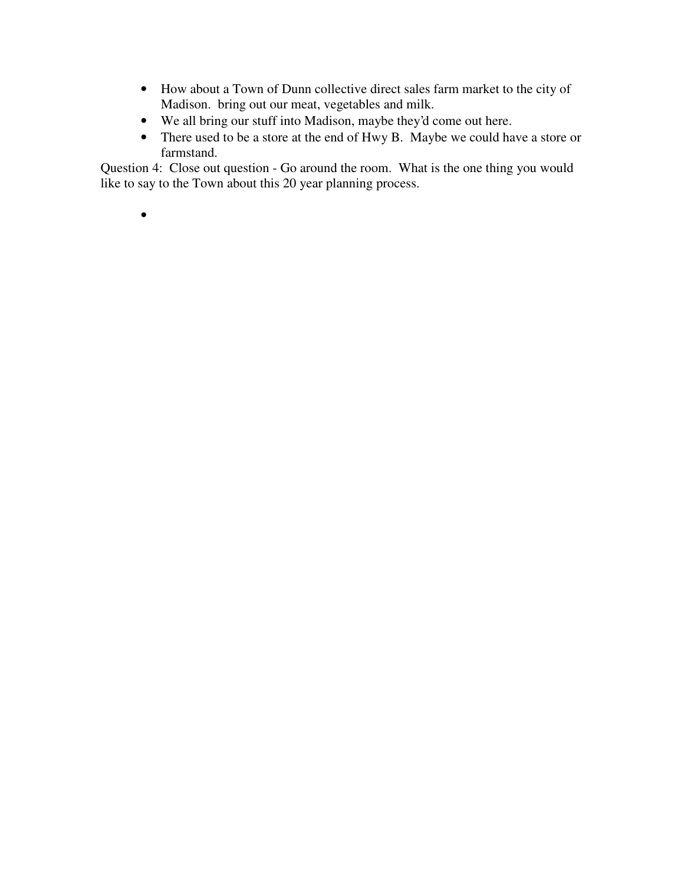- How about a Town of Dunn collective direct sales farm market to the city of Madison. bring out our meat, vegetables and milk.
- We all bring our stuff into Madison, maybe they'd come out here.
- There used to be a store at the end of Hwy B. Maybe we could have a store or farmstand.

Question 4: Close out question - Go around the room. What is the one thing you would like to say to the Town about this 20 year planning process.

-